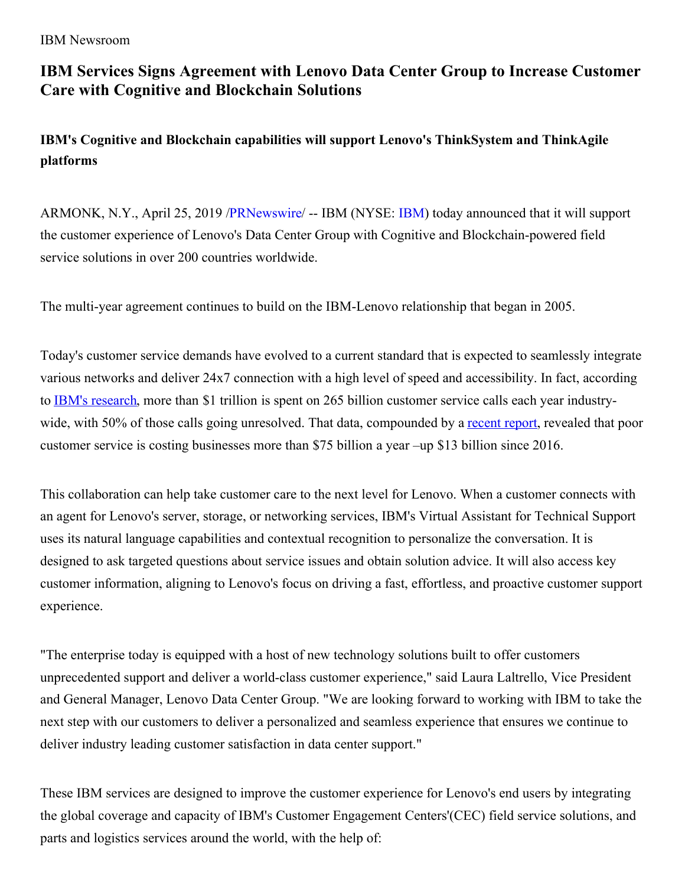IBM Newsroom

# IBM Services Signs Agreement with Lenovo Data Center Group to Increase Customer Care with Cognitive and Blockchain Solutions

## IBM's Cognitive and Blockchain capabilities will support Lenovo's ThinkSystem and ThinkAgile platforms

ARMONK, N.Y., April 25, 2019 /PRNewswire/ -- IBM (NYSE: IBM) today announced that it will support the customer experience of Lenovo's Data Center Group with Cognitive and Blockchain-powered field service solutions in over 200 countries worldwide.

The multi-year agreement continues to build on the IBM-Lenovo relationship that began in 2005.

Today's customer service demands have evolved to a current standard that is expected to seamlessly integrate various networks and deliver 24x7 connection with a high level of speed and accessibility. In fact, according to IBM's research, more than $1 trillion is spent on 265 billion customer service calls each year industry-wide, with 50% of those calls going unresolved. That data, compounded by a recent report, revealed that poor customer service is costing businesses more than $75 billion a year –up $13 billion since 2016.

This collaboration can help take customer care to the next level for Lenovo. When a customer connects with an agent for Lenovo's server, storage, or networking services, IBM's Virtual Assistant for Technical Support uses its natural language capabilities and contextual recognition to personalize the conversation. It is designed to ask targeted questions about service issues and obtain solution advice. It will also access key customer information, aligning to Lenovo's focus on driving a fast, effortless, and proactive customer support experience.

"The enterprise today is equipped with a host of new technology solutions built to offer customers unprecedented support and deliver a world-class customer experience," said Laura Laltrello, Vice President and General Manager, Lenovo Data Center Group. "We are looking forward to working with IBM to take the next step with our customers to deliver a personalized and seamless experience that ensures we continue to deliver industry leading customer satisfaction in data center support."

These IBM services are designed to improve the customer experience for Lenovo's end users by integrating the global coverage and capacity of IBM's Customer Engagement Centers'(CEC) field service solutions, and parts and logistics services around the world, with the help of: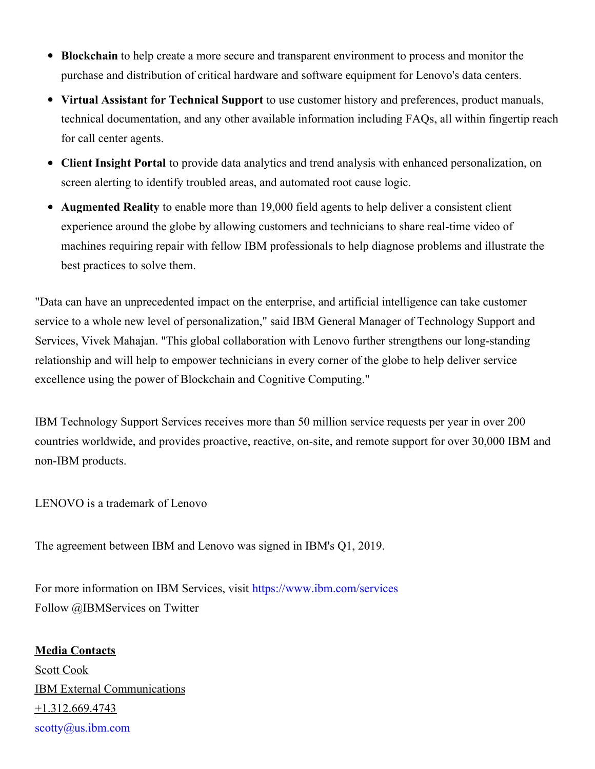- **Blockchain** to help create a more secure and transparent environment to process and monitor the purchase and distribution of critical hardware and software equipment for Lenovo's data centers.
- **Virtual Assistant for Technical Support** to use customer history and preferences, product manuals, technical documentation, and any other available information including FAQs, all within fingertip reach for call center agents.
- **Client Insight Portal** to provide data analytics and trend analysis with enhanced personalization, on screen alerting to identify troubled areas, and automated root cause logic.
- **Augmented Reality** to enable more than 19,000 field agents to help deliver a consistent client experience around the globe by allowing customers and technicians to share real-time video of machines requiring repair with fellow IBM professionals to help diagnose problems and illustrate the best practices to solve them.

"Data can have an unprecedented impact on the enterprise, and artificial intelligence can take customer service to a whole new level of personalization," said IBM General Manager of Technology Support and Services, Vivek Mahajan. "This global collaboration with Lenovo further strengthens our long-standing relationship and will help to empower technicians in every corner of the globe to help deliver service excellence using the power of Blockchain and Cognitive Computing."

IBM Technology Support Services receives more than 50 million service requests per year in over 200 countries worldwide, and provides proactive, reactive, on-site, and remote support for over 30,000 IBM and non-IBM products.

LENOVO is a trademark of Lenovo

The agreement between IBM and Lenovo was signed in IBM's Q1, 2019.

For more information on IBM Services, visit https://www.ibm.com/services
Follow @IBMServices on Twitter

**Media Contacts**
Scott Cook
IBM External Communications
+1.312.669.4743
scotty@us.ibm.com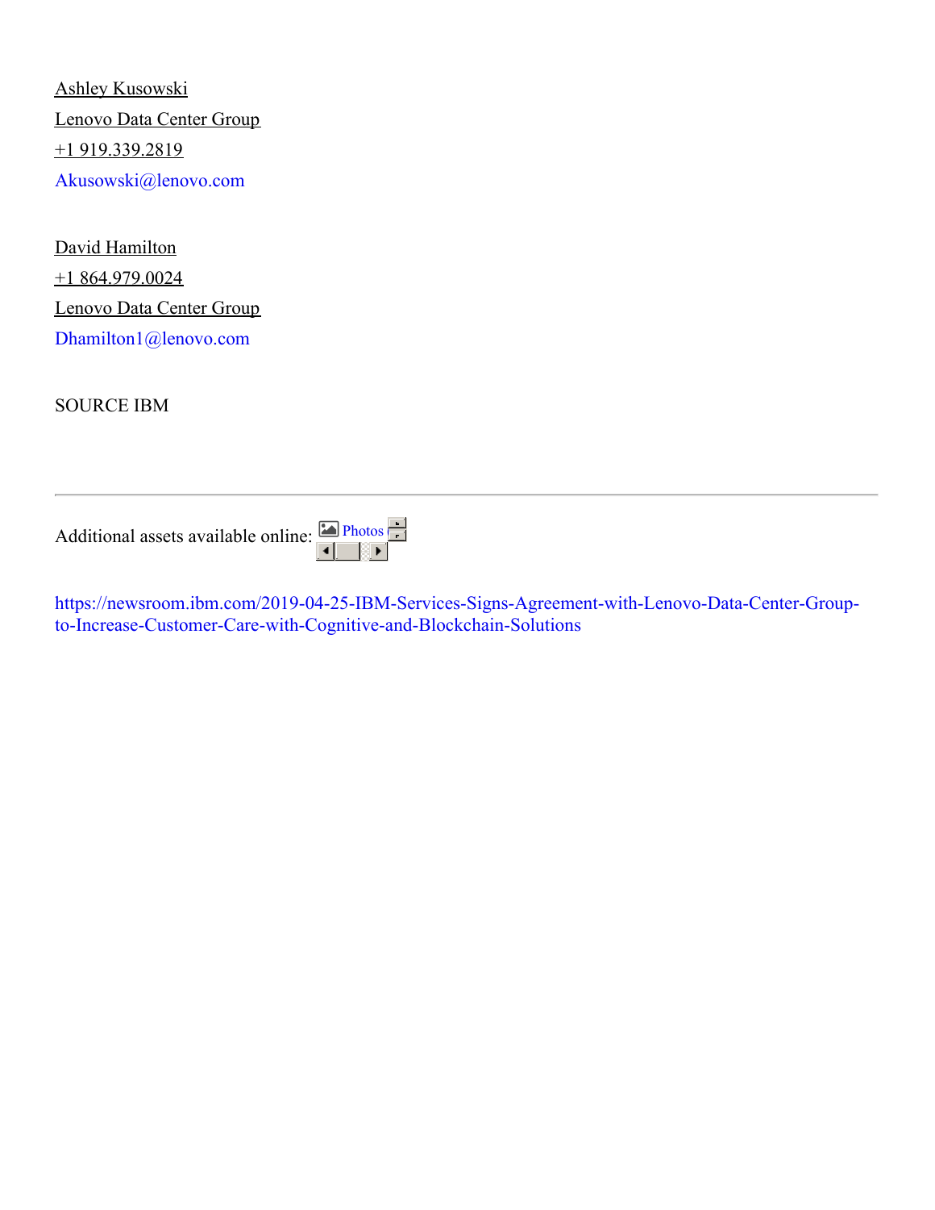Ashley Kusowski
Lenovo Data Center Group
+1 919.339.2819
Akusowski@lenovo.com

David Hamilton
+1 864.979.0024
Lenovo Data Center Group
Dhamilton1@lenovo.com

SOURCE IBM

---

Additional assets available online: Photos

https://newsroom.ibm.com/2019-04-25-IBM-Services-Signs-Agreement-with-Lenovo-Data-Center-Group-to-Increase-Customer-Care-with-Cognitive-and-Blockchain-Solutions